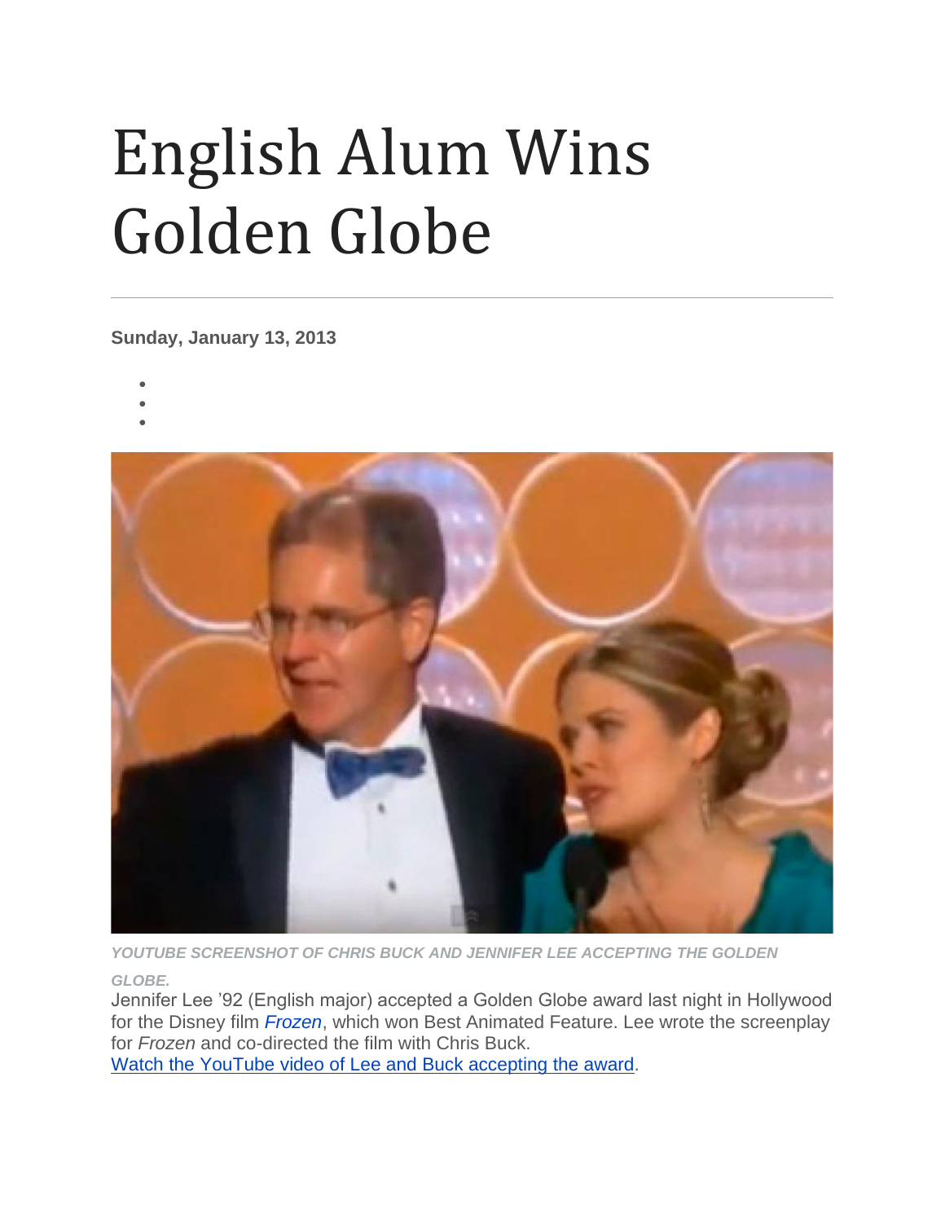# English Alum Wins Golden Globe

**Sunday, January 13, 2013**

YOUTUBE SCREENSHOT OF CHRIS BUCK AND JENNIFER LEE ACCEPTING THE GOLDEN GLOBE.

Jennifer Lee '92 (English major) accepted a Golden Globe award last night in Hollywood for the Disney film *Frozen*, which won Best Animated Feature. Lee wrote the screenplay for *Frozen* and co-directed the film with Chris Buck.

Watch the YouTube video of Lee and Buck accepting the award.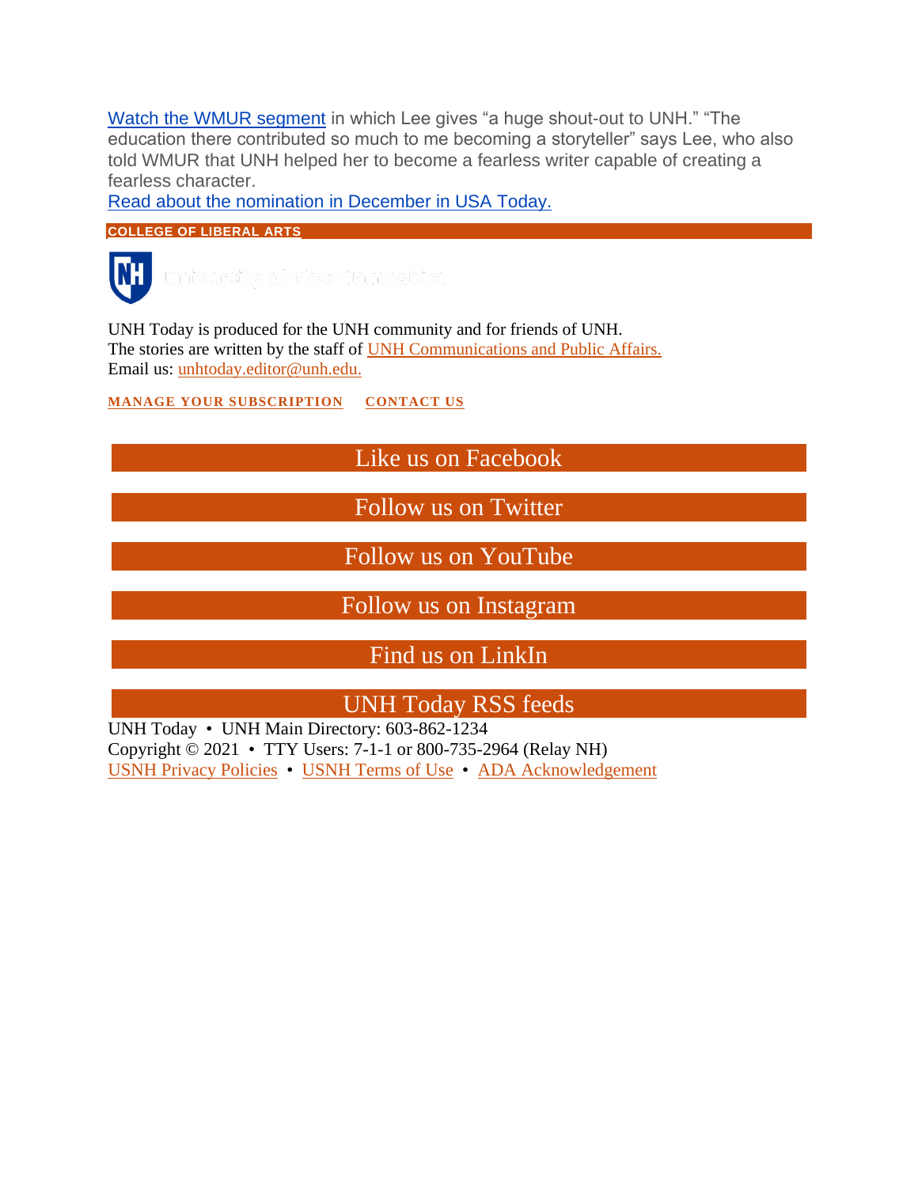Watch the WMUR segment in which Lee gives "a huge shout-out to UNH." "The education there contributed so much to me becoming a storyteller" says Lee, who also told WMUR that UNH helped her to become a fearless writer capable of creating a fearless character.
Read about the nomination in December in USA Today.

**COLLEGE OF LIBERAL ARTS**

University of New Hampshire

UNH Today is produced for the UNH community and for friends of UNH.
The stories are written by the staff of UNH Communications and Public Affairs.
Email us: unhtoday.editor@unh.edu.

**MANAGE YOUR SUBSCRIPTION** **CONTACT US**

Like us on Facebook

Follow us on Twitter

Follow us on YouTube

Follow us on Instagram

Find us on LinkIn

UNH Today RSS feeds

UNH Today • UNH Main Directory: 603-862-1234
Copyright © 2021 • TTY Users: 7-1-1 or 800-735-2964 (Relay NH)
USNH Privacy Policies • USNH Terms of Use • ADA Acknowledgement